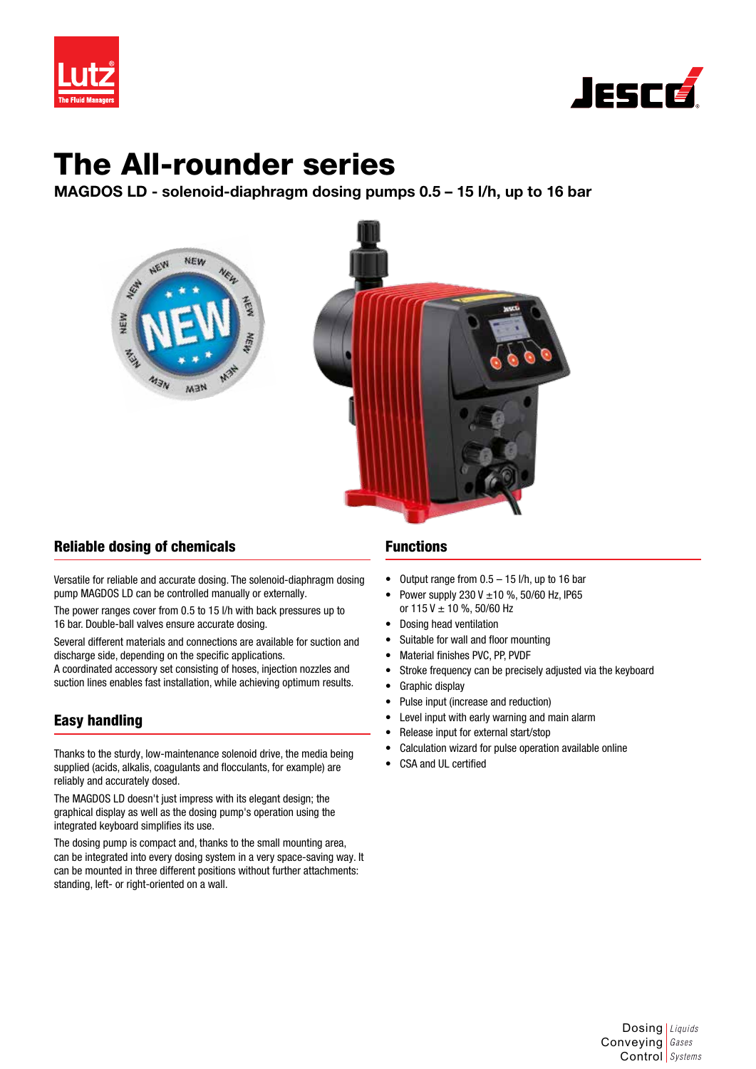# The All-rounder series

**MAGDOS LD - solenoid-diaphragm dosing pumps 0.5 – 15 l/h, up to 16 bar**

## Reliable dosing of chemicals

Versatile for reliable and accurate dosing. The solenoid-diaphragm dosing pump MAGDOS LD can be controlled manually or externally.

The power ranges cover from 0.5 to 15 l/h with back pressures up to 16 bar. Double-ball valves ensure accurate dosing.

Several different materials and connections are available for suction and discharge side, depending on the specific applications.
A coordinated accessory set consisting of hoses, injection nozzles and suction lines enables fast installation, while achieving optimum results.

## Easy handling

Thanks to the sturdy, low-maintenance solenoid drive, the media being supplied (acids, alkalis, coagulants and flocculants, for example) are reliably and accurately dosed.

The MAGDOS LD doesn't just impress with its elegant design; the graphical display as well as the dosing pump's operation using the integrated keyboard simplifies its use.

The dosing pump is compact and, thanks to the small mounting area, can be integrated into every dosing system in a very space-saving way. It can be mounted in three different positions without further attachments: standing, left- or right-oriented on a wall.

## Functions

- Output range from 0.5 – 15 l/h, up to 16 bar
- Power supply 230 V ±10 %, 50/60 Hz, IP65 or 115 V ± 10 %, 50/60 Hz
- Dosing head ventilation
- Suitable for wall and floor mounting
- Material finishes PVC, PP, PVDF
- Stroke frequency can be precisely adjusted via the keyboard
- Graphic display
- Pulse input (increase and reduction)
- Level input with early warning and main alarm
- Release input for external start/stop
- Calculation wizard for pulse operation available online
- CSA and UL certified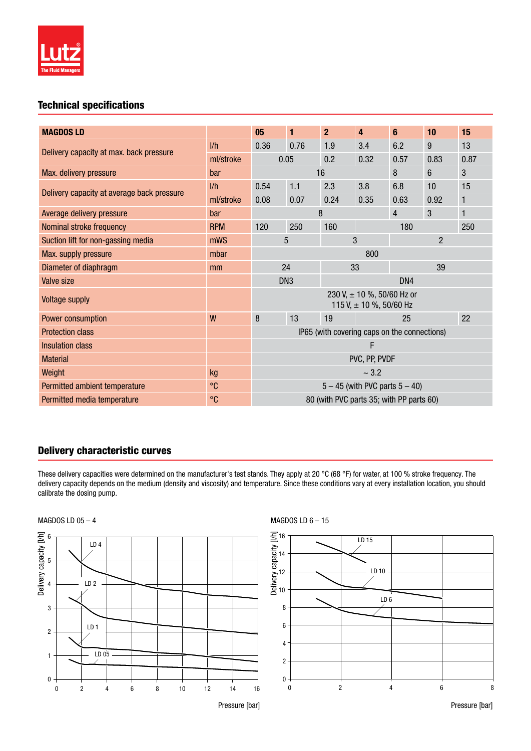## Technical specifications

| MAGDOS LD | | 05 | 1 | 2 | 4 | 6 | 10 | 15 |
|---|---|---|---|---|---|---|---|---|
| Delivery capacity at max. back pressure | l/h | 0.36 | 0.76 | 1.9 | 3.4 | 6.2 | 9 | 13 |
| | ml/stroke | 0.05 | | 0.2 | 0.32 | 0.57 | 0.83 | 0.87 |
| Max. delivery pressure | bar | 16 | | | | 8 | 6 | 3 |
| Delivery capacity at average back pressure | l/h | 0.54 | 1.1 | 2.3 | 3.8 | 6.8 | 10 | 15 |
| | ml/stroke | 0.08 | 0.07 | 0.24 | 0.35 | 0.63 | 0.92 | 1 |
| Average delivery pressure | bar | 8 | | | | 4 | 3 | 1 |
| Nominal stroke frequency | RPM | 120 | 250 | 160 | 180 | | | 250 |
| Suction lift for non-gassing media | mWS | 5 | | 3 | | 2 | | |
| Max. supply pressure | mbar | 800 | | | | | | |
| Diameter of diaphragm | mm | 24 | | 33 | | 39 | | |
| Valve size | | DN3 | | DN4 | | | | |
| Voltage supply | | 230 V, ± 10 %, 50/60 Hz or 115 V, ± 10 %, 50/60 Hz | | | | | | |
| Power consumption | W | 8 | 13 | 19 | 25 | | | 22 |
| Protection class | | IP65 (with covering caps on the connections) | | | | | | |
| Insulation class | | F | | | | | | |
| Material | | PVC, PP, PVDF | | | | | | |
| Weight | kg | ~ 3.2 | | | | | | |
| Permitted ambient temperature | °C | 5 – 45 (with PVC parts 5 – 40) | | | | | | |
| Permitted media temperature | °C | 80 (with PVC parts 35; with PP parts 60) | | | | | | |

## Delivery characteristic curves

These delivery capacities were determined on the manufacturer's test stands. They apply at 20 °C (68 °F) for water, at 100 % stroke frequency. The delivery capacity depends on the medium (density and viscosity) and temperature. Since these conditions vary at every installation location, you should calibrate the dosing pump.

MAGDOS LD 05 – 4

MAGDOS LD 6 – 15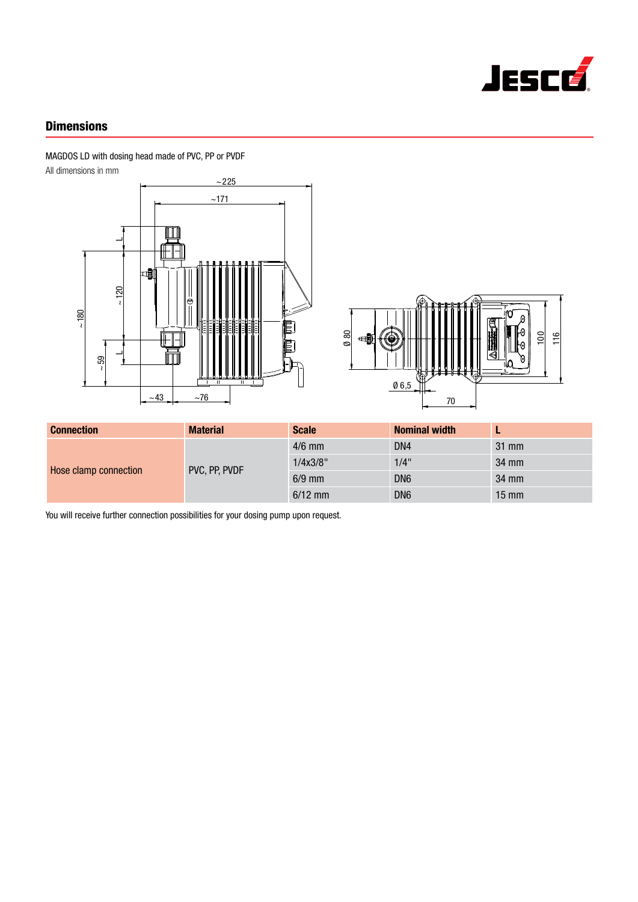## Dimensions

MAGDOS LD with dosing head made of PVC, PP or PVDF

All dimensions in mm

| Connection | Material | Scale | Nominal width | L |
|---|---|---|---|---|
| Hose clamp connection | PVC, PP, PVDF | 4/6 mm | DN4 | 31 mm |
| | | 1/4x3/8" | 1/4" | 34 mm |
| | | 6/9 mm | DN6 | 34 mm |
| | | 6/12 mm | DN6 | 15 mm |

You will receive further connection possibilities for your dosing pump upon request.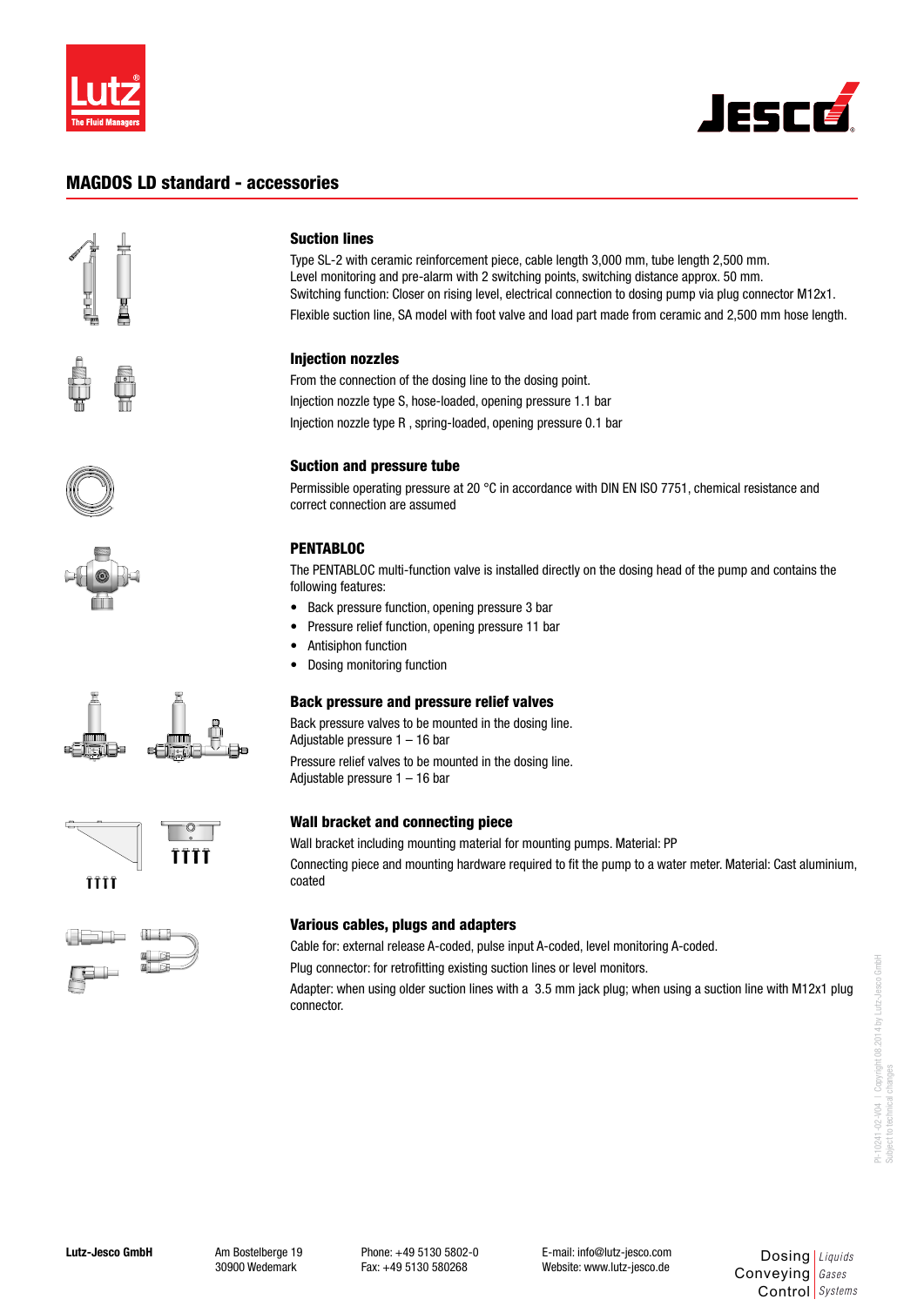## MAGDOS LD standard - accessories

### Suction lines

Type SL-2 with ceramic reinforcement piece, cable length 3,000 mm, tube length 2,500 mm.
Level monitoring and pre-alarm with 2 switching points, switching distance approx. 50 mm.
Switching function: Closer on rising level, electrical connection to dosing pump via plug connector M12x1.

Flexible suction line, SA model with foot valve and load part made from ceramic and 2,500 mm hose length.

### Injection nozzles

From the connection of the dosing line to the dosing point.

Injection nozzle type S, hose-loaded, opening pressure 1.1 bar

Injection nozzle type R , spring-loaded, opening pressure 0.1 bar

### Suction and pressure tube

Permissible operating pressure at 20 °C in accordance with DIN EN ISO 7751, chemical resistance and correct connection are assumed

### PENTABLOC

The PENTABLOC multi-function valve is installed directly on the dosing head of the pump and contains the following features:

- Back pressure function, opening pressure 3 bar
- Pressure relief function, opening pressure 11 bar
- Antisiphon function
- Dosing monitoring function

### Back pressure and pressure relief valves

Back pressure valves to be mounted in the dosing line.
Adjustable pressure 1 – 16 bar

Pressure relief valves to be mounted in the dosing line.
Adjustable pressure 1 – 16 bar

### Wall bracket and connecting piece

Wall bracket including mounting material for mounting pumps. Material: PP

Connecting piece and mounting hardware required to fit the pump to a water meter. Material: Cast aluminium, coated

### Various cables, plugs and adapters

Cable for: external release A-coded, pulse input A-coded, level monitoring A-coded.

Plug connector: for retrofitting existing suction lines or level monitors.

Adapter: when using older suction lines with a 3.5 mm jack plug; when using a suction line with M12x1 plug connector.

PI-10241-02-V04 | Copyright 08.2014 by Lutz-Jesco GmbH
Subject to technical changes

**Lutz-Jesco GmbH** Am Bostelberge 19, 30900 Wedemark Phone: +49 5130 5802-0 Fax: +49 5130 580268 E-mail: info@lutz-jesco.com Website: www.lutz-jesco.de

Dosing | Liquids
Conveying | Gases
Control | Systems